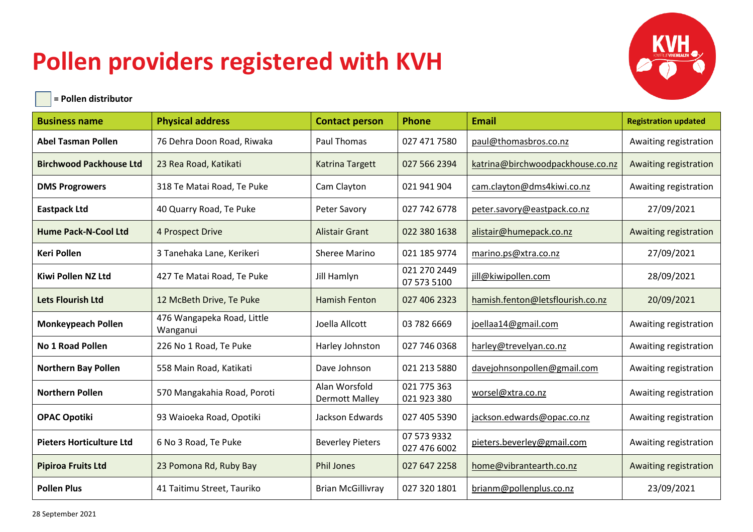# Pollen providers registered with KVH

= Pollen distributor

| Business name | Physical address | Contact person | Phone | Email | Registration updated |
|---|---|---|---|---|---|
| **Abel Tasman Pollen** | 76 Dehra Doon Road, Riwaka | Paul Thomas | 027 471 7580 | paul@thomasbros.co.nz | Awaiting registration |
| **Birchwood Packhouse Ltd** | 23 Rea Road, Katikati | Katrina Targett | 027 566 2394 | katrina@birchwoodpackhouse.co.nz | Awaiting registration |
| **DMS Progrowers** | 318 Te Matai Road, Te Puke | Cam Clayton | 021 941 904 | cam.clayton@dms4kiwi.co.nz | Awaiting registration |
| **Eastpack Ltd** | 40 Quarry Road, Te Puke | Peter Savory | 027 742 6778 | peter.savory@eastpack.co.nz | 27/09/2021 |
| **Hume Pack-N-Cool Ltd** | 4 Prospect Drive | Alistair Grant | 022 380 1638 | alistair@humepack.co.nz | Awaiting registration |
| **Keri Pollen** | 3 Tanehaka Lane, Kerikeri | Sheree Marino | 021 185 9774 | marino.ps@xtra.co.nz | 27/09/2021 |
| **Kiwi Pollen NZ Ltd** | 427 Te Matai Road, Te Puke | Jill Hamlyn | 021 270 2449<br>07 573 5100 | jill@kiwipollen.com | 28/09/2021 |
| **Lets Flourish Ltd** | 12 McBeth Drive, Te Puke | Hamish Fenton | 027 406 2323 | hamish.fenton@letsflourish.co.nz | 20/09/2021 |
| **Monkeypeach Pollen** | 476 Wangapeka Road, Little Wanganui | Joella Allcott | 03 782 6669 | joellaa14@gmail.com | Awaiting registration |
| **No 1 Road Pollen** | 226 No 1 Road, Te Puke | Harley Johnston | 027 746 0368 | harley@trevelyan.co.nz | Awaiting registration |
| **Northern Bay Pollen** | 558 Main Road, Katikati | Dave Johnson | 021 213 5880 | davejohnsonpollen@gmail.com | Awaiting registration |
| **Northern Pollen** | 570 Mangakahia Road, Poroti | Alan Worsfold<br>Dermott Malley | 021 775 363<br>021 923 380 | worsel@xtra.co.nz | Awaiting registration |
| **OPAC Opotiki** | 93 Waioeka Road, Opotiki | Jackson Edwards | 027 405 5390 | jackson.edwards@opac.co.nz | Awaiting registration |
| **Pieters Horticulture Ltd** | 6 No 3 Road, Te Puke | Beverley Pieters | 07 573 9332<br>027 476 6002 | pieters.beverley@gmail.com | Awaiting registration |
| **Pipiroa Fruits Ltd** | 23 Pomona Rd, Ruby Bay | Phil Jones | 027 647 2258 | home@vibrantearth.co.nz | Awaiting registration |
| **Pollen Plus** | 41 Taitimu Street, Tauriko | Brian McGillivray | 027 320 1801 | brianm@pollenplus.co.nz | 23/09/2021 |

28 September 2021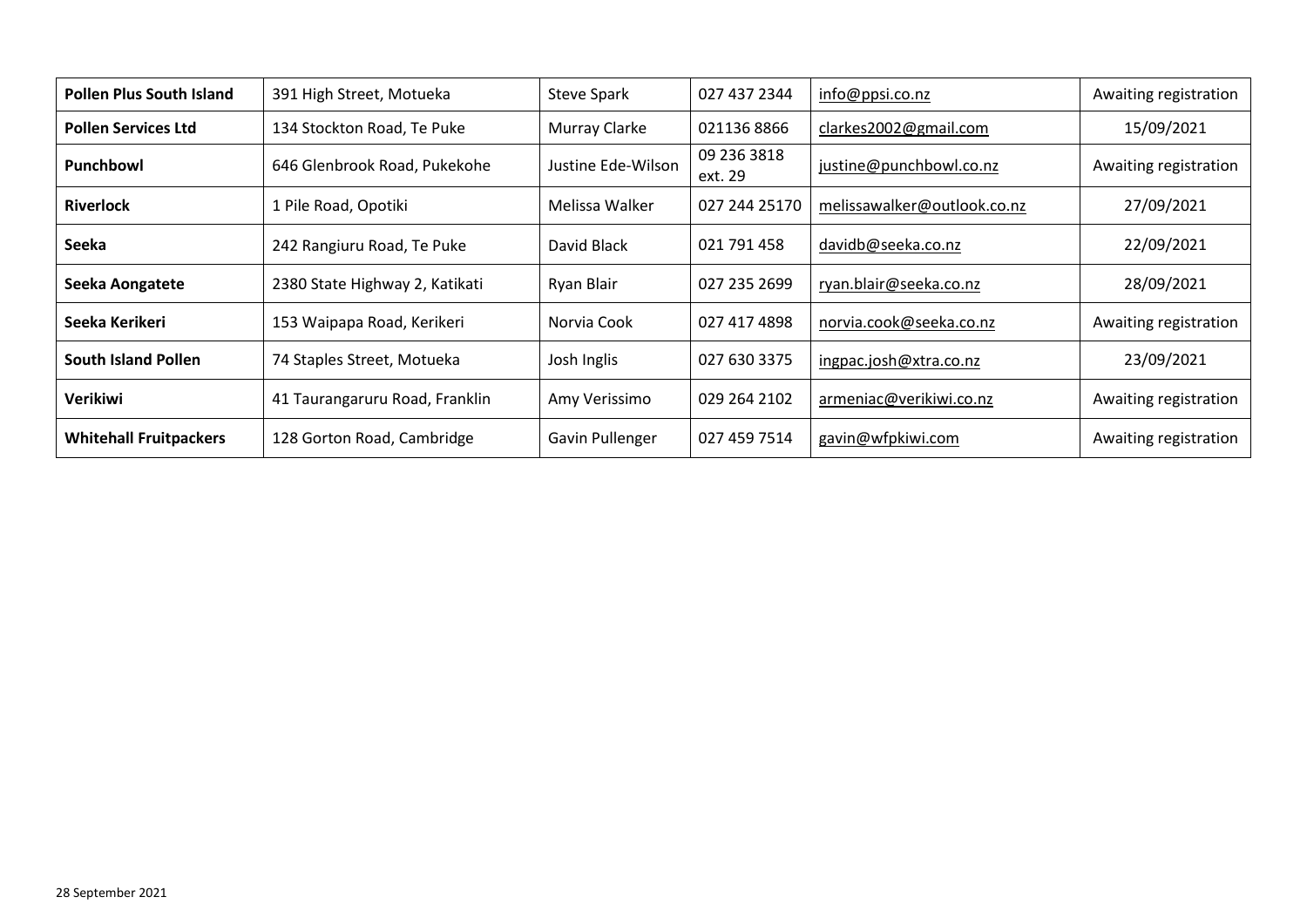| | | | | | |
|---|---|---|---|---|---|
| **Pollen Plus South Island** | 391 High Street, Motueka | Steve Spark | 027 437 2344 | info@ppsi.co.nz | Awaiting registration |
| **Pollen Services Ltd** | 134 Stockton Road, Te Puke | Murray Clarke | 021136 8866 | clarkes2002@gmail.com | 15/09/2021 |
| **Punchbowl** | 646 Glenbrook Road, Pukekohe | Justine Ede-Wilson | 09 236 3818 ext. 29 | justine@punchbowl.co.nz | Awaiting registration |
| **Riverlock** | 1 Pile Road, Opotiki | Melissa Walker | 027 244 25170 | melissawalker@outlook.co.nz | 27/09/2021 |
| **Seeka** | 242 Rangiuru Road, Te Puke | David Black | 021 791 458 | davidb@seeka.co.nz | 22/09/2021 |
| **Seeka Aongatete** | 2380 State Highway 2, Katikati | Ryan Blair | 027 235 2699 | ryan.blair@seeka.co.nz | 28/09/2021 |
| **Seeka Kerikeri** | 153 Waipapa Road, Kerikeri | Norvia Cook | 027 417 4898 | norvia.cook@seeka.co.nz | Awaiting registration |
| **South Island Pollen** | 74 Staples Street, Motueka | Josh Inglis | 027 630 3375 | ingpac.josh@xtra.co.nz | 23/09/2021 |
| **Verikiwi** | 41 Taurangaruru Road, Franklin | Amy Verissimo | 029 264 2102 | armeniac@verikiwi.co.nz | Awaiting registration |
| **Whitehall Fruitpackers** | 128 Gorton Road, Cambridge | Gavin Pullenger | 027 459 7514 | gavin@wfpkiwi.com | Awaiting registration |

28 September 2021